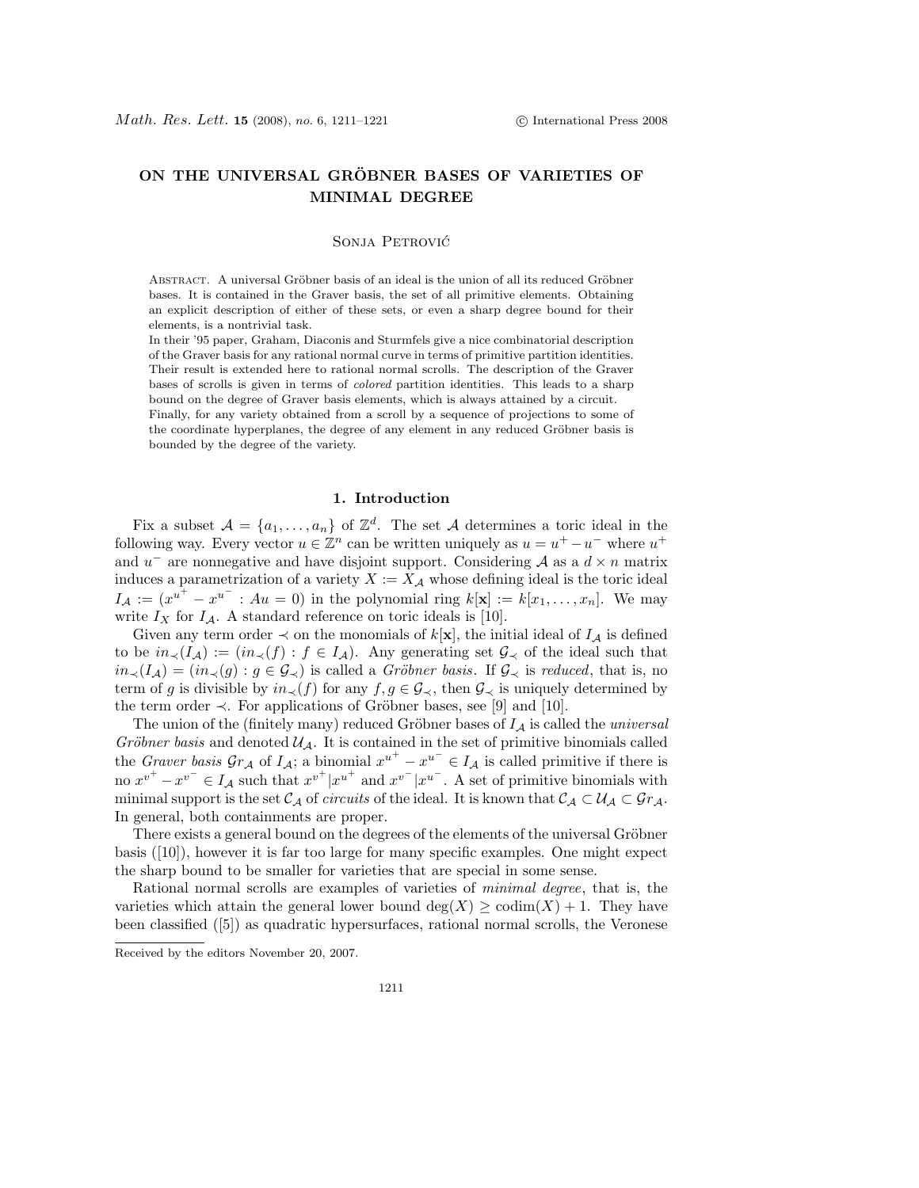# ON THE UNIVERSAL GRÖBNER BASES OF VARIETIES OF MINIMAL DEGREE

Sonja Petrović

Abstract. A universal Gröbner basis of an ideal is the union of all its reduced Gröbner bases. It is contained in the Graver basis, the set of all primitive elements. Obtaining an explicit description of either of these sets, or even a sharp degree bound for their elements, is a nontrivial task.

In their '95 paper, Graham, Diaconis and Sturmfels give a nice combinatorial description of the Graver basis for any rational normal curve in terms of primitive partition identities. Their result is extended here to rational normal scrolls. The description of the Graver bases of scrolls is given in terms of *colored* partition identities. This leads to a sharp bound on the degree of Graver basis elements, which is always attained by a circuit.

Finally, for any variety obtained from a scroll by a sequence of projections to some of the coordinate hyperplanes, the degree of any element in any reduced Gröbner basis is bounded by the degree of the variety.

## 1. Introduction

Fix a subset $\mathcal{A} = \{a_1, \ldots, a_n\}$ of $\mathbb{Z}^d$. The set $\mathcal{A}$ determines a toric ideal in the following way. Every vector $u \in \mathbb{Z}^n$ can be written uniquely as $u = u^+ - u^-$ where $u^+$ and $u^-$ are nonnegative and have disjoint support. Considering $\mathcal{A}$ as a $d \times n$ matrix induces a parametrization of a variety $X := X_{\mathcal{A}}$ whose defining ideal is the toric ideal $I_{\mathcal{A}} := (x^{u^+} - x^{u^-} : Au = 0)$ in the polynomial ring $k[\mathbf{x}] := k[x_1, \ldots, x_n]$. We may write $I_X$ for $I_{\mathcal{A}}$. A standard reference on toric ideals is [10].

Given any term order $\prec$ on the monomials of $k[\mathbf{x}]$, the initial ideal of $I_{\mathcal{A}}$ is defined to be $in_{\prec}(I_{\mathcal{A}}) := (in_{\prec}(f) : f \in I_{\mathcal{A}})$. Any generating set $\mathcal{G}_{\prec}$ of the ideal such that $in_{\prec}(I_{\mathcal{A}}) = (in_{\prec}(g) : g \in \mathcal{G}_{\prec})$ is called a *Gröbner basis*. If $\mathcal{G}_{\prec}$ is *reduced*, that is, no term of $g$ is divisible by $in_{\prec}(f)$ for any $f, g \in \mathcal{G}_{\prec}$, then $\mathcal{G}_{\prec}$ is uniquely determined by the term order $\prec$. For applications of Gröbner bases, see [9] and [10].

The union of the (finitely many) reduced Gröbner bases of $I_{\mathcal{A}}$ is called the *universal Gröbner basis* and denoted $\mathcal{U}_{\mathcal{A}}$. It is contained in the set of primitive binomials called the *Graver basis* $\mathcal{G}r_{\mathcal{A}}$ of $I_{\mathcal{A}}$; a binomial $x^{u^+} - x^{u^-} \in I_{\mathcal{A}}$ is called primitive if there is no $x^{v^+} - x^{v^-} \in I_{\mathcal{A}}$ such that $x^{v^+} | x^{u^+}$ and $x^{v^-} | x^{u^-}$. A set of primitive binomials with minimal support is the set $\mathcal{C}_{\mathcal{A}}$ of *circuits* of the ideal. It is known that $\mathcal{C}_{\mathcal{A}} \subset \mathcal{U}_{\mathcal{A}} \subset \mathcal{G}r_{\mathcal{A}}$. In general, both containments are proper.

There exists a general bound on the degrees of the elements of the universal Gröbner basis ([10]), however it is far too large for many specific examples. One might expect the sharp bound to be smaller for varieties that are special in some sense.

Rational normal scrolls are examples of varieties of *minimal degree*, that is, the varieties which attain the general lower bound $\deg(X) \geq \mathrm{codim}(X) + 1$. They have been classified ([5]) as quadratic hypersurfaces, rational normal scrolls, the Veronese

Received by the editors November 20, 2007.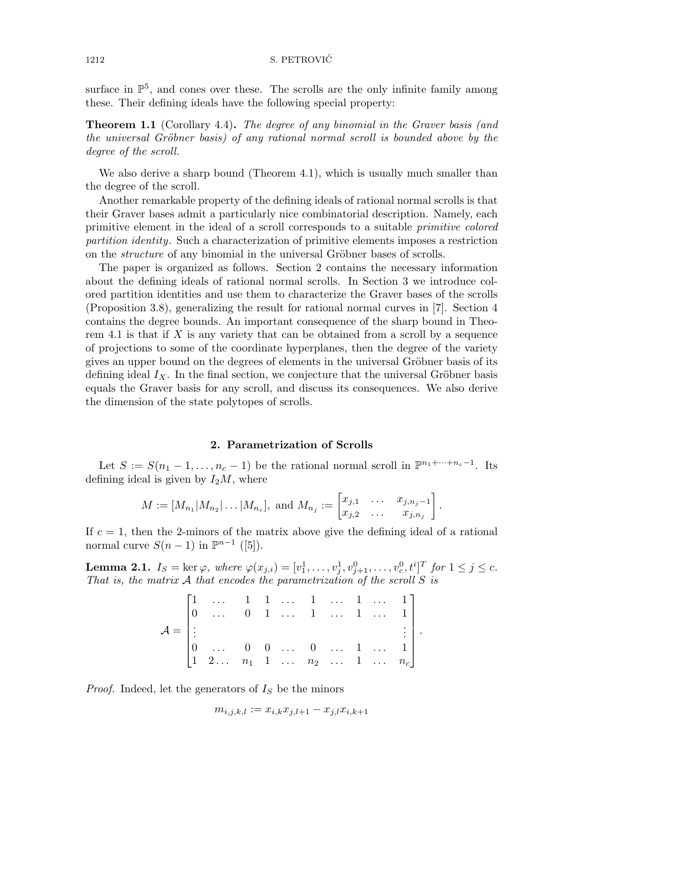surface in $\mathbb{P}^5$, and cones over these. The scrolls are the only infinite family among these. Their defining ideals have the following special property:

**Theorem 1.1** (Corollary 4.4)**.** *The degree of any binomial in the Graver basis (and the universal Gröbner basis) of any rational normal scroll is bounded above by the degree of the scroll.*

We also derive a sharp bound (Theorem 4.1), which is usually much smaller than the degree of the scroll.

Another remarkable property of the defining ideals of rational normal scrolls is that their Graver bases admit a particularly nice combinatorial description. Namely, each primitive element in the ideal of a scroll corresponds to a suitable *primitive colored partition identity*. Such a characterization of primitive elements imposes a restriction on the *structure* of any binomial in the universal Gröbner bases of scrolls.

The paper is organized as follows. Section 2 contains the necessary information about the defining ideals of rational normal scrolls. In Section 3 we introduce colored partition identities and use them to characterize the Graver bases of the scrolls (Proposition 3.8), generalizing the result for rational normal curves in [7]. Section 4 contains the degree bounds. An important consequence of the sharp bound in Theorem 4.1 is that if $X$ is any variety that can be obtained from a scroll by a sequence of projections to some of the coordinate hyperplanes, then the degree of the variety gives an upper bound on the degrees of elements in the universal Gröbner basis of its defining ideal $I_X$. In the final section, we conjecture that the universal Gröbner basis equals the Graver basis for any scroll, and discuss its consequences. We also derive the dimension of the state polytopes of scrolls.

## 2. Parametrization of Scrolls

Let $S := S(n_1 - 1, \dots, n_c - 1)$ be the rational normal scroll in $\mathbb{P}^{n_1+\cdots+n_c-1}$. Its defining ideal is given by $I_2 M$, where

$$M := [M_{n_1}|M_{n_2}|\dots|M_{n_c}], \text{ and } M_{n_j} := \begin{bmatrix} x_{j,1} & \dots & x_{j,n_j-1} \\ x_{j,2} & \dots & x_{j,n_j} \end{bmatrix}.$$

If $c = 1$, then the 2-minors of the matrix above give the defining ideal of a rational normal curve $S(n-1)$ in $\mathbb{P}^{n-1}$ ([5]).

**Lemma 2.1.** *$I_S = \ker \varphi$, where $\varphi(x_{j,i}) = [v_1^1, \dots, v_j^1, v_{j+1}^0, \dots, v_c^0, t^i]^T$ for $1 \le j \le c$. That is, the matrix $\mathcal{A}$ that encodes the parametrization of the scroll $S$ is*

$$\mathcal{A} = \begin{bmatrix} 1 & \dots & 1 & 1 & \dots & 1 & \dots & 1 & \dots & 1 \\ 0 & \dots & 0 & 1 & \dots & 1 & \dots & 1 & \dots & 1 \\ \vdots & & & & & & & & & \vdots \\ 0 & \dots & 0 & 0 & \dots & 0 & \dots & 1 & \dots & 1 \\ 1 & 2\dots & n_1 & 1 & \dots & n_2 & \dots & 1 & \dots & n_c \end{bmatrix}.$$

*Proof.* Indeed, let the generators of $I_S$ be the minors

$$m_{i,j,k,l} := x_{i,k}x_{j,l+1} - x_{j,l}x_{i,k+1}$$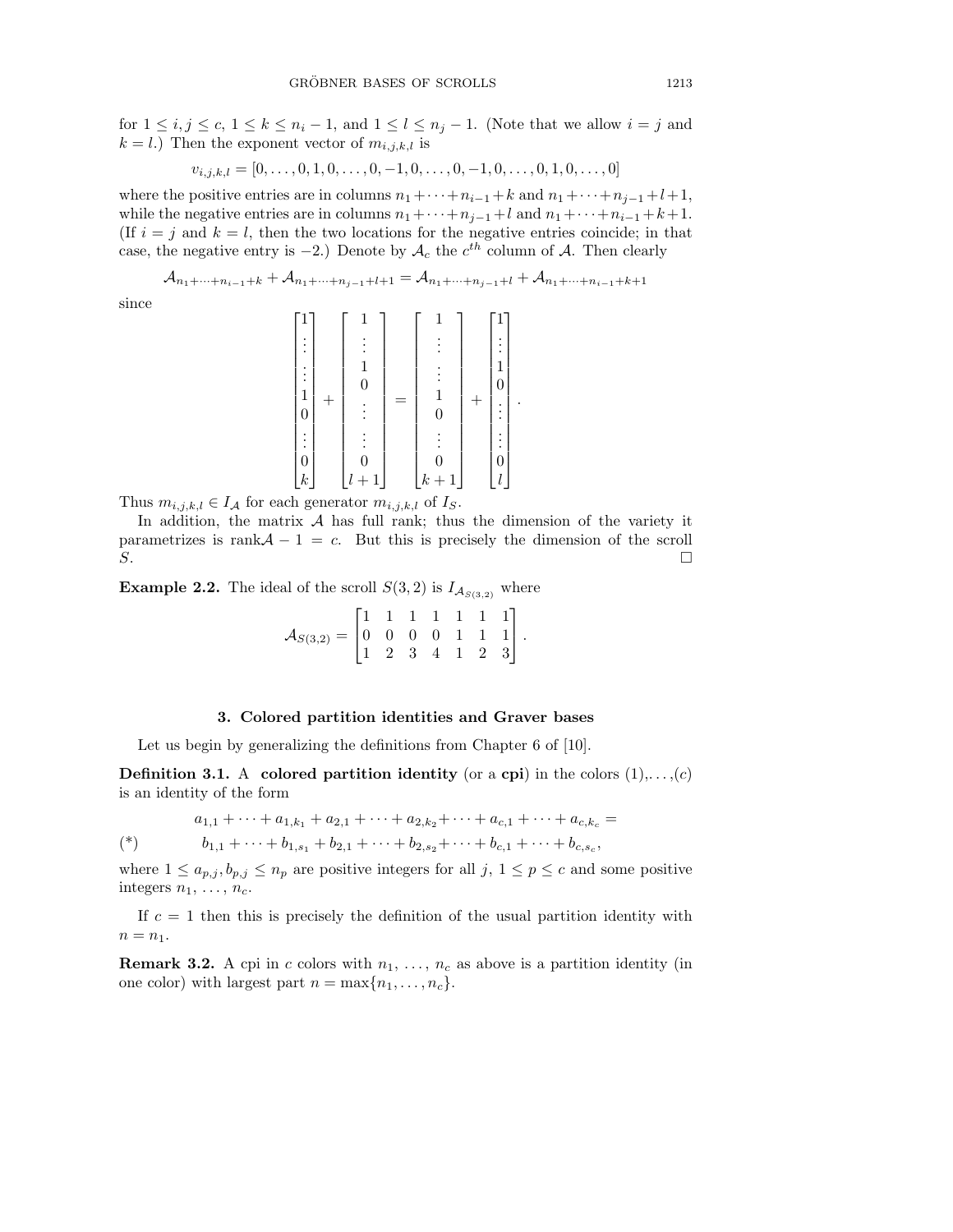for $1 \leq i, j \leq c$, $1 \leq k \leq n_i - 1$, and $1 \leq l \leq n_j - 1$. (Note that we allow $i = j$ and $k = l$.) Then the exponent vector of $m_{i,j,k,l}$ is

$$v_{i,j,k,l} = [0, \ldots, 0, 1, 0, \ldots, 0, -1, 0, \ldots, 0, -1, 0, \ldots, 0, 1, 0, \ldots, 0]$$

where the positive entries are in columns $n_1 + \cdots + n_{i-1} + k$ and $n_1 + \cdots + n_{j-1} + l + 1$, while the negative entries are in columns $n_1 + \cdots + n_{j-1} + l$ and $n_1 + \cdots + n_{i-1} + k + 1$. (If $i = j$ and $k = l$, then the two locations for the negative entries coincide; in that case, the negative entry is $-2$.) Denote by $\mathcal{A}_c$ the $c^{th}$ column of $\mathcal{A}$. Then clearly

$$\mathcal{A}_{n_1 + \cdots + n_{i-1} + k} + \mathcal{A}_{n_1 + \cdots + n_{j-1} + l + 1} = \mathcal{A}_{n_1 + \cdots + n_{j-1} + l} + \mathcal{A}_{n_1 + \cdots + n_{i-1} + k + 1}$$

since

$$\begin{bmatrix} 1 \\ \vdots \\ \vdots \\ 1 \\ 0 \\ \vdots \\ 0 \\ k \end{bmatrix} + \begin{bmatrix} 1 \\ \vdots \\ 1 \\ 0 \\ \vdots \\ \vdots \\ 0 \\ l+1 \end{bmatrix} = \begin{bmatrix} 1 \\ \vdots \\ \vdots \\ 1 \\ 0 \\ \vdots \\ 0 \\ k+1 \end{bmatrix} + \begin{bmatrix} 1 \\ \vdots \\ 1 \\ 0 \\ \vdots \\ \vdots \\ 0 \\ l \end{bmatrix}.$$

Thus $m_{i,j,k,l} \in I_{\mathcal{A}}$ for each generator $m_{i,j,k,l}$ of $I_S$.

In addition, the matrix $\mathcal{A}$ has full rank; thus the dimension of the variety it parametrizes is $\operatorname{rank}\mathcal{A} - 1 = c$. But this is precisely the dimension of the scroll $S$. $\square$

**Example 2.2.** The ideal of the scroll $S(3,2)$ is $I_{\mathcal{A}_{S(3,2)}}$ where

$$\mathcal{A}_{S(3,2)} = \begin{bmatrix} 1 & 1 & 1 & 1 & 1 & 1 & 1 \\ 0 & 0 & 0 & 0 & 1 & 1 & 1 \\ 1 & 2 & 3 & 4 & 1 & 2 & 3 \end{bmatrix}.$$

## 3. Colored partition identities and Graver bases

Let us begin by generalizing the definitions from Chapter 6 of [10].

**Definition 3.1.** A **colored partition identity** (or a **cpi**) in the colors $(1), \ldots, (c)$ is an identity of the form

$$\begin{aligned} & a_{1,1} + \cdots + a_{1,k_1} + a_{2,1} + \cdots + a_{2,k_2} + \cdots + a_{c,1} + \cdots + a_{c,k_c} = \\ (*) \qquad & b_{1,1} + \cdots + b_{1,s_1} + b_{2,1} + \cdots + b_{2,s_2} + \cdots + b_{c,1} + \cdots + b_{c,s_c}, \end{aligned}$$

where $1 \leq a_{p,j}, b_{p,j} \leq n_p$ are positive integers for all $j$, $1 \leq p \leq c$ and some positive integers $n_1, \ldots, n_c$.

If $c = 1$ then this is precisely the definition of the usual partition identity with $n = n_1$.

**Remark 3.2.** A cpi in $c$ colors with $n_1, \ldots, n_c$ as above is a partition identity (in one color) with largest part $n = \max\{n_1, \ldots, n_c\}$.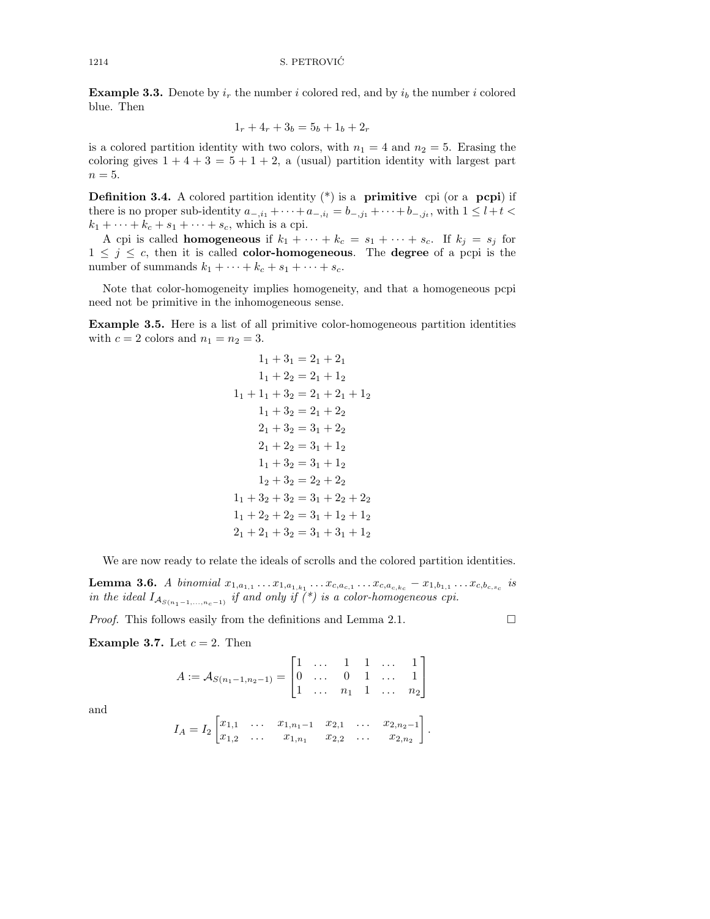**Example 3.3.** Denote by $i_r$ the number $i$ colored red, and by $i_b$ the number $i$ colored blue. Then

$$1_r + 4_r + 3_b = 5_b + 1_b + 2_r$$

is a colored partition identity with two colors, with $n_1 = 4$ and $n_2 = 5$. Erasing the coloring gives $1 + 4 + 3 = 5 + 1 + 2$, a (usual) partition identity with largest part $n = 5$.

**Definition 3.4.** A colored partition identity (*) is a **primitive** cpi (or a **pcpi**) if there is no proper sub-identity $a_{-,i_1} + \cdots + a_{-,i_l} = b_{-,j_1} + \cdots + b_{-,j_t}$, with $1 \leq l + t < k_1 + \cdots + k_c + s_1 + \cdots + s_c$, which is a cpi.

A cpi is called **homogeneous** if $k_1 + \cdots + k_c = s_1 + \cdots + s_c$. If $k_j = s_j$ for $1 \leq j \leq c$, then it is called **color-homogeneous**. The **degree** of a pcpi is the number of summands $k_1 + \cdots + k_c + s_1 + \cdots + s_c$.

Note that color-homogeneity implies homogeneity, and that a homogeneous pcpi need not be primitive in the inhomogeneous sense.

**Example 3.5.** Here is a list of all primitive color-homogeneous partition identities with $c = 2$ colors and $n_1 = n_2 = 3$.

$$
\begin{aligned}
1_1 + 3_1 &= 2_1 + 2_1 \\
1_1 + 2_2 &= 2_1 + 1_2 \\
1_1 + 1_1 + 3_2 &= 2_1 + 2_1 + 1_2 \\
1_1 + 3_2 &= 2_1 + 2_2 \\
2_1 + 3_2 &= 3_1 + 2_2 \\
2_1 + 2_2 &= 3_1 + 1_2 \\
1_1 + 3_2 &= 3_1 + 1_2 \\
1_2 + 3_2 &= 2_2 + 2_2 \\
1_1 + 3_2 + 3_2 &= 3_1 + 2_2 + 2_2 \\
1_1 + 2_2 + 2_2 &= 3_1 + 1_2 + 1_2 \\
2_1 + 2_1 + 3_2 &= 3_1 + 3_1 + 1_2
\end{aligned}
$$

We are now ready to relate the ideals of scrolls and the colored partition identities.

**Lemma 3.6.** *A binomial $x_{1,a_{1,1}} \dots x_{1,a_{1,k_1}} \dots x_{c,a_{c,1}} \dots x_{c,a_{c,k_c}} - x_{1,b_{1,1}} \dots x_{c,b_{c,s_c}}$ is in the ideal $I_{\mathcal{A}_{S(n_1-1,\dots,n_c-1)}}$ if and only if (*) is a color-homogeneous cpi.*

*Proof.* This follows easily from the definitions and Lemma 2.1. $\square$

**Example 3.7.** Let $c = 2$. Then

$$A := \mathcal{A}_{S(n_1-1,n_2-1)} = \begin{bmatrix} 1 & \dots & 1 & 1 & \dots & 1 \\ 0 & \dots & 0 & 1 & \dots & 1 \\ 1 & \dots & n_1 & 1 & \dots & n_2 \end{bmatrix}$$

and

$$I_A = I_2 \begin{bmatrix} x_{1,1} & \dots & x_{1,n_1-1} & x_{2,1} & \dots & x_{2,n_2-1} \\ x_{1,2} & \dots & x_{1,n_1} & x_{2,2} & \dots & x_{2,n_2} \end{bmatrix}.$$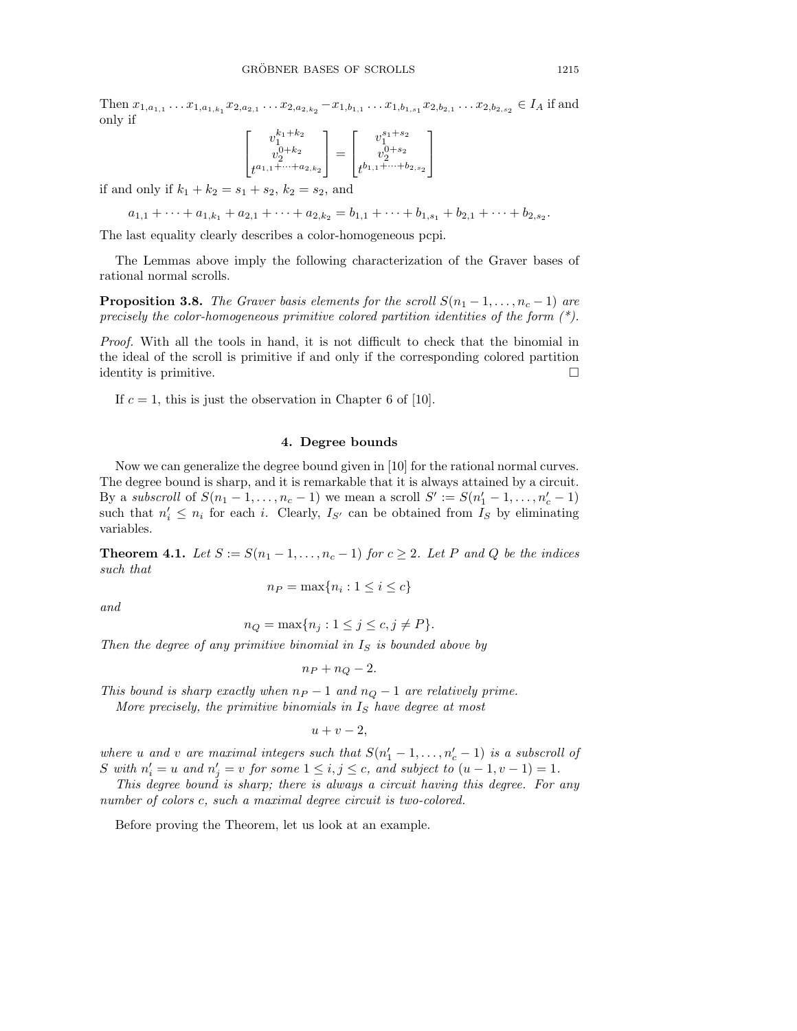Then $x_{1,a_{1,1}} \dots x_{1,a_{1,k_1}} x_{2,a_{2,1}} \dots x_{2,a_{2,k_2}} - x_{1,b_{1,1}} \dots x_{1,b_{1,s_1}} x_{2,b_{2,1}} \dots x_{2,b_{2,s_2}} \in I_A$ if and only if

$$\begin{bmatrix} v_1^{k_1+k_2} \\ v_2^{0+k_2} \\ t^{a_{1,1}+\cdots+a_{2,k_2}} \end{bmatrix} = \begin{bmatrix} v_1^{s_1+s_2} \\ v_2^{0+s_2} \\ t^{b_{1,1}+\cdots+b_{2,s_2}} \end{bmatrix}$$

if and only if $k_1 + k_2 = s_1 + s_2$, $k_2 = s_2$, and

$$a_{1,1} + \cdots + a_{1,k_1} + a_{2,1} + \cdots + a_{2,k_2} = b_{1,1} + \cdots + b_{1,s_1} + b_{2,1} + \cdots + b_{2,s_2}.$$

The last equality clearly describes a color-homogeneous pcpi.

The Lemmas above imply the following characterization of the Graver bases of rational normal scrolls.

**Proposition 3.8.** *The Graver basis elements for the scroll $S(n_1 - 1, \dots, n_c - 1)$ are precisely the color-homogeneous primitive colored partition identities of the form (\*).*

*Proof.* With all the tools in hand, it is not difficult to check that the binomial in the ideal of the scroll is primitive if and only if the corresponding colored partition identity is primitive. □

If $c = 1$, this is just the observation in Chapter 6 of [10].

## 4. Degree bounds

Now we can generalize the degree bound given in [10] for the rational normal curves. The degree bound is sharp, and it is remarkable that it is always attained by a circuit. By a *subscroll* of $S(n_1 - 1, \dots, n_c - 1)$ we mean a scroll $S' := S(n'_1 - 1, \dots, n'_c - 1)$ such that $n'_i \leq n_i$ for each $i$. Clearly, $I_{S'}$ can be obtained from $I_S$ by eliminating variables.

**Theorem 4.1.** *Let $S := S(n_1 - 1, \dots, n_c - 1)$ for $c \geq 2$. Let $P$ and $Q$ be the indices such that*

$$n_P = \max\{n_i : 1 \leq i \leq c\}$$

*and*

$$n_Q = \max\{n_j : 1 \leq j \leq c, j \neq P\}.$$

*Then the degree of any primitive binomial in $I_S$ is bounded above by*

$$n_P + n_Q - 2.$$

*This bound is sharp exactly when $n_P - 1$ and $n_Q - 1$ are relatively prime.*

*More precisely, the primitive binomials in $I_S$ have degree at most*

$$u + v - 2,$$

*where $u$ and $v$ are maximal integers such that $S(n'_1 - 1, \dots, n'_c - 1)$ is a subscroll of $S$ with $n'_i = u$ and $n'_j = v$ for some $1 \leq i, j \leq c$, and subject to $(u - 1, v - 1) = 1$.*

*This degree bound is sharp; there is always a circuit having this degree. For any number of colors $c$, such a maximal degree circuit is two-colored.*

Before proving the Theorem, let us look at an example.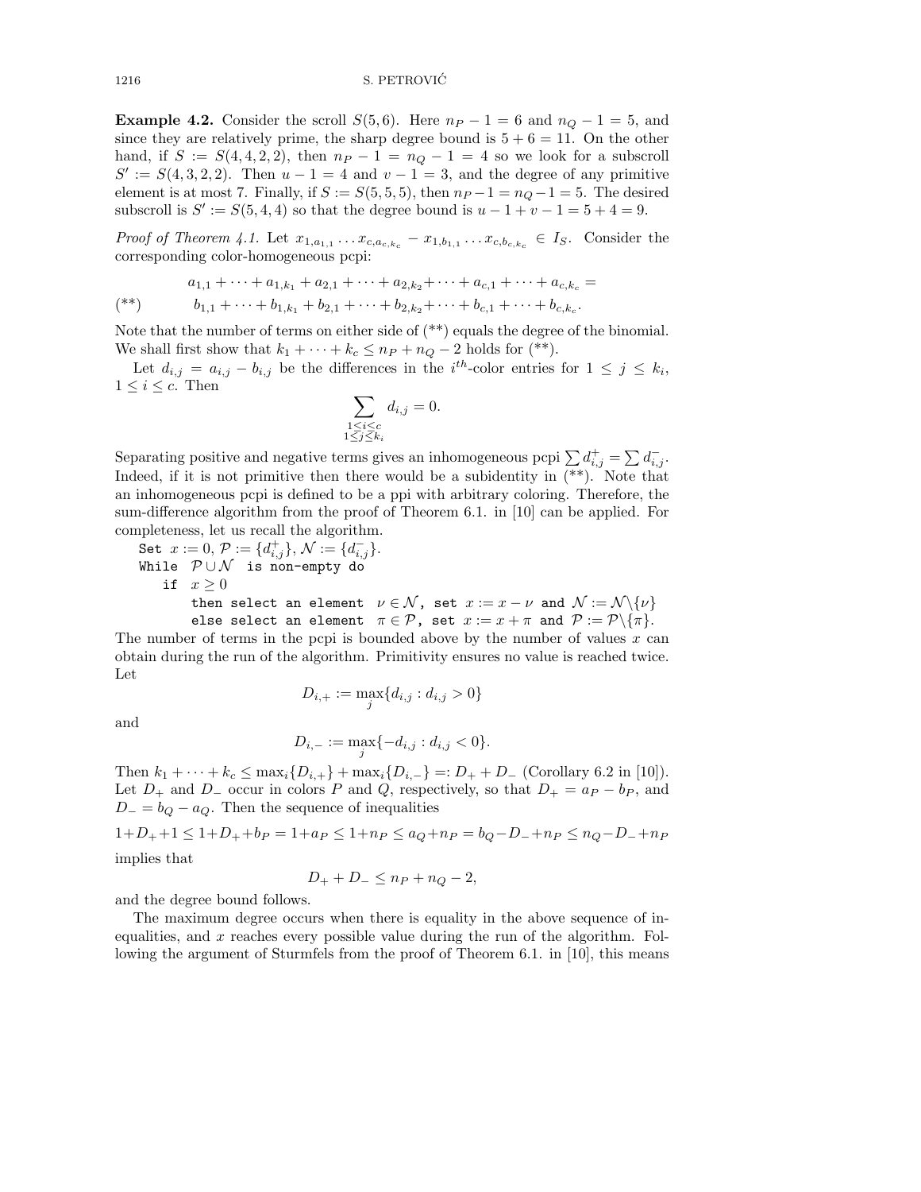**Example 4.2.** Consider the scroll $S(5,6)$. Here $n_P - 1 = 6$ and $n_Q - 1 = 5$, and since they are relatively prime, the sharp degree bound is $5 + 6 = 11$. On the other hand, if $S := S(4,4,2,2)$, then $n_P - 1 = n_Q - 1 = 4$ so we look for a subscroll $S' := S(4,3,2,2)$. Then $u - 1 = 4$ and $v - 1 = 3$, and the degree of any primitive element is at most 7. Finally, if $S := S(5,5,5)$, then $n_P - 1 = n_Q - 1 = 5$. The desired subscroll is $S' := S(5,4,4)$ so that the degree bound is $u - 1 + v - 1 = 5 + 4 = 9$.

*Proof of Theorem 4.1.* Let $x_{1,a_{1,1}} \dots x_{c,a_{c,k_c}} - x_{1,b_{1,1}} \dots x_{c,b_{c,k_c}} \in I_S$. Consider the corresponding color-homogeneous pcpi:

$$
\begin{aligned}
& a_{1,1} + \cdots + a_{1,k_1} + a_{2,1} + \cdots + a_{2,k_2} + \cdots + a_{c,1} + \cdots + a_{c,k_c} = \\
(**) \qquad & b_{1,1} + \cdots + b_{1,k_1} + b_{2,1} + \cdots + b_{2,k_2} + \cdots + b_{c,1} + \cdots + b_{c,k_c}.
\end{aligned}
$$

Note that the number of terms on either side of (**) equals the degree of the binomial. We shall first show that $k_1 + \cdots + k_c \leq n_P + n_Q - 2$ holds for (**).

Let $d_{i,j} = a_{i,j} - b_{i,j}$ be the differences in the $i^{th}$-color entries for $1 \leq j \leq k_i$, $1 \leq i \leq c$. Then

$$
\sum_{\substack{1 \leq i \leq c \\ 1 \leq j \leq k_i}} d_{i,j} = 0.
$$

Separating positive and negative terms gives an inhomogeneous pcpi $\sum d_{i,j}^{+} = \sum d_{i,j}^{-}$. Indeed, if it is not primitive then there would be a subidentity in (**). Note that an inhomogeneous pcpi is defined to be a ppi with arbitrary coloring. Therefore, the sum-difference algorithm from the proof of Theorem 6.1. in [10] can be applied. For completeness, let us recall the algorithm.

```
Set x := 0, P := {d⁺_{i,j}}, N := {d⁻_{i,j}}.
While P ∪ N is non-empty do
   if x ≥ 0
      then select an element ν ∈ N, set x := x − ν and N := N\{ν}
      else select an element π ∈ P, set x := x + π and P := P\{π}.
```

The number of terms in the pcpi is bounded above by the number of values $x$ can obtain during the run of the algorithm. Primitivity ensures no value is reached twice. Let

$$
D_{i,+} := \max_j \{d_{i,j} : d_{i,j} > 0\}
$$

and

$$
D_{i,-} := \max_j \{-d_{i,j} : d_{i,j} < 0\}.
$$

Then $k_1 + \cdots + k_c \leq \max_i\{D_{i,+}\} + \max_i\{D_{i,-}\} =: D_+ + D_-$ (Corollary 6.2 in [10]). Let $D_+$ and $D_-$ occur in colors $P$ and $Q$, respectively, so that $D_+ = a_P - b_P$, and $D_- = b_Q - a_Q$. Then the sequence of inequalities

$$
1+D_+ + 1 \leq 1 + D_+ + b_P = 1 + a_P \leq 1 + n_P \leq a_Q + n_P = b_Q - D_- + n_P \leq n_Q - D_- + n_P
$$

implies that

$$
D_+ + D_- \leq n_P + n_Q - 2,
$$

and the degree bound follows.

The maximum degree occurs when there is equality in the above sequence of inequalities, and $x$ reaches every possible value during the run of the algorithm. Following the argument of Sturmfels from the proof of Theorem 6.1. in [10], this means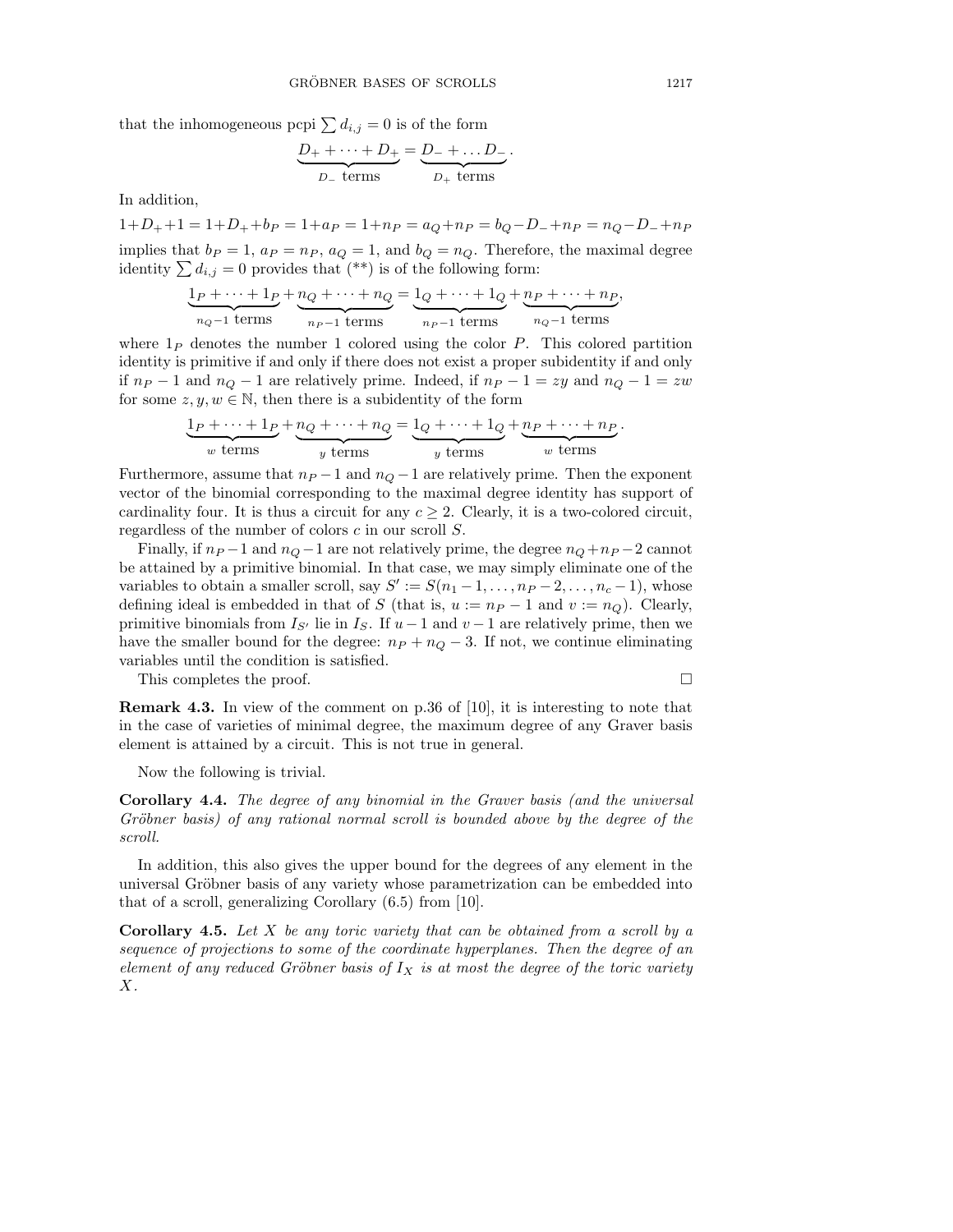that the inhomogeneous pcpi $\sum d_{i,j} = 0$ is of the form

$$\underbrace{D_+ + \cdots + D_+}_{D_- \text{ terms}} = \underbrace{D_- + \ldots D_-}_{D_+ \text{ terms}}.$$

In addition,

$$1+D_+ +1 = 1+D_+ +b_P = 1+a_P = 1+n_P = a_Q+n_P = b_Q-D_- +n_P = n_Q-D_- +n_P$$

implies that $b_P = 1$, $a_P = n_P$, $a_Q = 1$, and $b_Q = n_Q$. Therefore, the maximal degree identity $\sum d_{i,j} = 0$ provides that (**) is of the following form:

$$\underbrace{1_P + \cdots + 1_P}_{n_Q-1 \text{ terms}} + \underbrace{n_Q + \cdots + n_Q}_{n_P-1 \text{ terms}} = \underbrace{1_Q + \cdots + 1_Q}_{n_P-1 \text{ terms}} + \underbrace{n_P + \cdots + n_P}_{n_Q-1 \text{ terms}},$$

where $1_P$ denotes the number 1 colored using the color $P$. This colored partition identity is primitive if and only if there does not exist a proper subidentity if and only if $n_P - 1$ and $n_Q - 1$ are relatively prime. Indeed, if $n_P - 1 = zy$ and $n_Q - 1 = zw$ for some $z, y, w \in \mathbb{N}$, then there is a subidentity of the form

$$\underbrace{1_P + \cdots + 1_P}_{w \text{ terms}} + \underbrace{n_Q + \cdots + n_Q}_{y \text{ terms}} = \underbrace{1_Q + \cdots + 1_Q}_{y \text{ terms}} + \underbrace{n_P + \cdots + n_P}_{w \text{ terms}}.$$

Furthermore, assume that $n_P - 1$ and $n_Q - 1$ are relatively prime. Then the exponent vector of the binomial corresponding to the maximal degree identity has support of cardinality four. It is thus a circuit for any $c \geq 2$. Clearly, it is a two-colored circuit, regardless of the number of colors $c$ in our scroll $S$.

Finally, if $n_P - 1$ and $n_Q - 1$ are not relatively prime, the degree $n_Q + n_P - 2$ cannot be attained by a primitive binomial. In that case, we may simply eliminate one of the variables to obtain a smaller scroll, say $S' := S(n_1 - 1, \ldots, n_P - 2, \ldots, n_c - 1)$, whose defining ideal is embedded in that of $S$ (that is, $u := n_P - 1$ and $v := n_Q$). Clearly, primitive binomials from $I_{S'}$ lie in $I_S$. If $u - 1$ and $v - 1$ are relatively prime, then we have the smaller bound for the degree: $n_P + n_Q - 3$. If not, we continue eliminating variables until the condition is satisfied.

This completes the proof. $\square$

**Remark 4.3.** In view of the comment on p.36 of [10], it is interesting to note that in the case of varieties of minimal degree, the maximum degree of any Graver basis element is attained by a circuit. This is not true in general.

Now the following is trivial.

**Corollary 4.4.** *The degree of any binomial in the Graver basis (and the universal Gröbner basis) of any rational normal scroll is bounded above by the degree of the scroll.*

In addition, this also gives the upper bound for the degrees of any element in the universal Gröbner basis of any variety whose parametrization can be embedded into that of a scroll, generalizing Corollary (6.5) from [10].

**Corollary 4.5.** *Let $X$ be any toric variety that can be obtained from a scroll by a sequence of projections to some of the coordinate hyperplanes. Then the degree of an element of any reduced Gröbner basis of $I_X$ is at most the degree of the toric variety $X$.*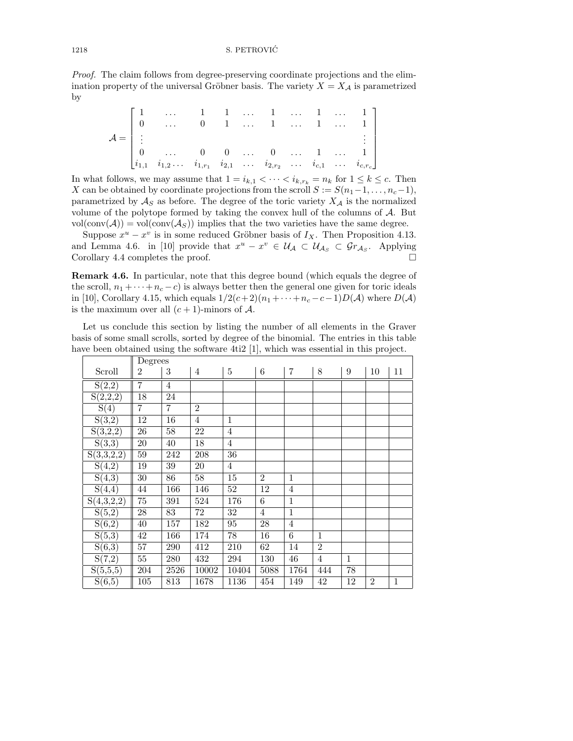*Proof.* The claim follows from degree-preserving coordinate projections and the elimination property of the universal Gröbner basis. The variety $X = X_{\mathcal{A}}$ is parametrized by

$$\mathcal{A} = \begin{bmatrix} 1 & \dots & 1 & 1 & \dots & 1 & \dots & 1 & \dots & 1 \\ 0 & \dots & 0 & 1 & \dots & 1 & \dots & 1 & \dots & 1 \\ \vdots & & & & & & & & & \vdots \\ 0 & \dots & 0 & 0 & \dots & 0 & \dots & 1 & \dots & 1 \\ i_{1,1} & i_{1,2} \dots & i_{1,r_1} & i_{2,1} & \dots & i_{2,r_2} & \dots & i_{c,1} & \dots & i_{c,r_c} \end{bmatrix}$$

In what follows, we may assume that $1 = i_{k,1} < \cdots < i_{k,r_k} = n_k$ for $1 \leq k \leq c$. Then $X$ can be obtained by coordinate projections from the scroll $S := S(n_1-1, \dots, n_c-1)$, parametrized by $\mathcal{A}_S$ as before. The degree of the toric variety $X_{\mathcal{A}}$ is the normalized volume of the polytope formed by taking the convex hull of the columns of $\mathcal{A}$. But $\mathrm{vol}(\mathrm{conv}(\mathcal{A})) = \mathrm{vol}(\mathrm{conv}(\mathcal{A}_S))$ implies that the two varieties have the same degree.

Suppose $x^u - x^v$ is in some reduced Gröbner basis of $I_X$. Then Proposition 4.13. and Lemma 4.6. in [10] provide that $x^u - x^v \in \mathcal{U}_{\mathcal{A}} \subset \mathcal{U}_{\mathcal{A}_S} \subset \mathcal{G}r_{\mathcal{A}_S}$. Applying Corollary 4.4 completes the proof. □

**Remark 4.6.** In particular, note that this degree bound (which equals the degree of the scroll, $n_1 + \cdots + n_c - c$) is always better then the general one given for toric ideals in [10], Corollary 4.15, which equals $1/2(c+2)(n_1 + \cdots + n_c - c - 1)D(\mathcal{A})$ where $D(\mathcal{A})$ is the maximum over all $(c+1)$-minors of $\mathcal{A}$.

Let us conclude this section by listing the number of all elements in the Graver basis of some small scrolls, sorted by degree of the binomial. The entries in this table have been obtained using the software 4ti2 [1], which was essential in this project.

| | Degrees | | | | | | | | | |
|---|---|---|---|---|---|---|---|---|---|---|
| Scroll | 2 | 3 | 4 | 5 | 6 | 7 | 8 | 9 | 10 | 11 |
| S(2,2) | 7 | 4 | | | | | | | | |
| S(2,2,2) | 18 | 24 | | | | | | | | |
| S(4) | 7 | 7 | 2 | | | | | | | |
| S(3,2) | 12 | 16 | 4 | 1 | | | | | | |
| S(3,2,2) | 26 | 58 | 22 | 4 | | | | | | |
| S(3,3) | 20 | 40 | 18 | 4 | | | | | | |
| S(3,3,2,2) | 59 | 242 | 208 | 36 | | | | | | |
| S(4,2) | 19 | 39 | 20 | 4 | | | | | | |
| S(4,3) | 30 | 86 | 58 | 15 | 2 | 1 | | | | |
| S(4,4) | 44 | 166 | 146 | 52 | 12 | 4 | | | | |
| S(4,3,2,2) | 75 | 391 | 524 | 176 | 6 | 1 | | | | |
| S(5,2) | 28 | 83 | 72 | 32 | 4 | 1 | | | | |
| S(6,2) | 40 | 157 | 182 | 95 | 28 | 4 | | | | |
| S(5,3) | 42 | 166 | 174 | 78 | 16 | 6 | 1 | | | |
| S(6,3) | 57 | 290 | 412 | 210 | 62 | 14 | 2 | | | |
| S(7,2) | 55 | 280 | 432 | 294 | 130 | 46 | 4 | 1 | | |
| S(5,5,5) | 204 | 2526 | 10002 | 10404 | 5088 | 1764 | 444 | 78 | | |
| S(6,5) | 105 | 813 | 1678 | 1136 | 454 | 149 | 42 | 12 | 2 | 1 |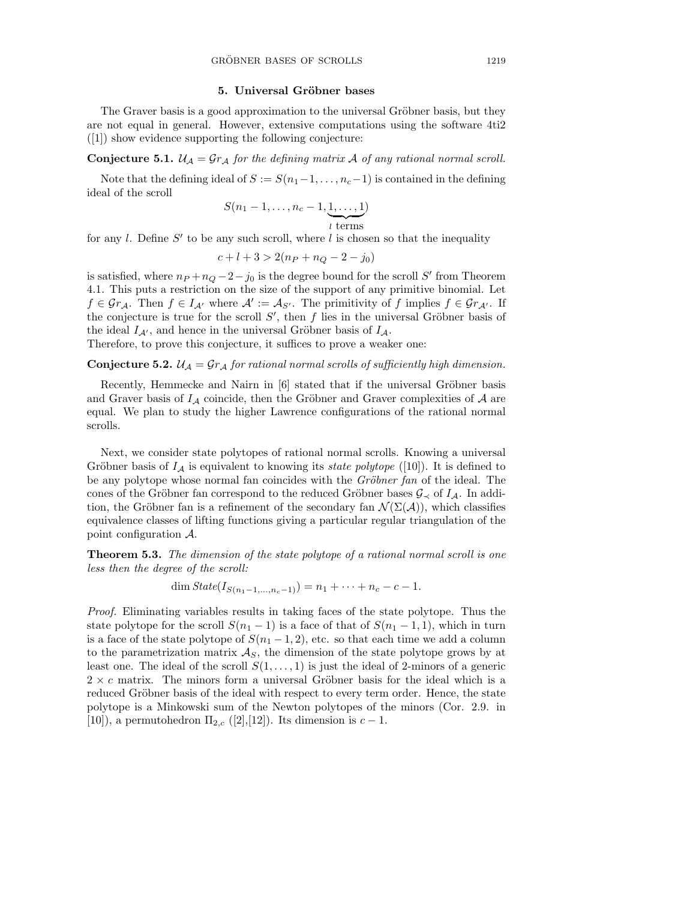## 5. Universal Gröbner bases

The Graver basis is a good approximation to the universal Gröbner basis, but they are not equal in general. However, extensive computations using the software 4ti2 ([1]) show evidence supporting the following conjecture:

**Conjecture 5.1.** *$\mathcal{U}_\mathcal{A} = \mathcal{G}r_\mathcal{A}$ for the defining matrix $\mathcal{A}$ of any rational normal scroll.*

Note that the defining ideal of $S := S(n_1-1,\dots,n_c-1)$ is contained in the defining ideal of the scroll

$$S(n_1-1,\dots,n_c-1,\underbrace{1,\dots,1}_{l \text{ terms}})$$

for any $l$. Define $S'$ to be any such scroll, where $l$ is chosen so that the inequality

$$c+l+3 > 2(n_P+n_Q-2-j_0)$$

is satisfied, where $n_P+n_Q-2-j_0$ is the degree bound for the scroll $S'$ from Theorem 4.1. This puts a restriction on the size of the support of any primitive binomial. Let $f \in \mathcal{G}r_\mathcal{A}$. Then $f \in I_{\mathcal{A}'}$ where $\mathcal{A}' := \mathcal{A}_{S'}$. The primitivity of $f$ implies $f \in \mathcal{G}r_{\mathcal{A}'}$. If the conjecture is true for the scroll $S'$, then $f$ lies in the universal Gröbner basis of the ideal $I_{\mathcal{A}'}$, and hence in the universal Gröbner basis of $I_\mathcal{A}$.
Therefore, to prove this conjecture, it suffices to prove a weaker one:

**Conjecture 5.2.** *$\mathcal{U}_\mathcal{A} = \mathcal{G}r_\mathcal{A}$ for rational normal scrolls of sufficiently high dimension.*

Recently, Hemmecke and Nairn in [6] stated that if the universal Gröbner basis and Graver basis of $I_\mathcal{A}$ coincide, then the Gröbner and Graver complexities of $\mathcal{A}$ are equal. We plan to study the higher Lawrence configurations of the rational normal scrolls.

Next, we consider state polytopes of rational normal scrolls. Knowing a universal Gröbner basis of $I_\mathcal{A}$ is equivalent to knowing its *state polytope* ([10]). It is defined to be any polytope whose normal fan coincides with the *Gröbner fan* of the ideal. The cones of the Gröbner fan correspond to the reduced Gröbner bases $\mathcal{G}_\prec$ of $I_\mathcal{A}$. In addition, the Gröbner fan is a refinement of the secondary fan $\mathcal{N}(\Sigma(\mathcal{A}))$, which classifies equivalence classes of lifting functions giving a particular regular triangulation of the point configuration $\mathcal{A}$.

**Theorem 5.3.** *The dimension of the state polytope of a rational normal scroll is one less then the degree of the scroll:*

$$\dim State(I_{S(n_1-1,\dots,n_c-1)}) = n_1+\cdots+n_c-c-1.$$

*Proof.* Eliminating variables results in taking faces of the state polytope. Thus the state polytope for the scroll $S(n_1-1)$ is a face of that of $S(n_1-1,1)$, which in turn is a face of the state polytope of $S(n_1-1,2)$, etc. so that each time we add a column to the parametrization matrix $\mathcal{A}_S$, the dimension of the state polytope grows by at least one. The ideal of the scroll $S(1,\dots,1)$ is just the ideal of 2-minors of a generic $2\times c$ matrix. The minors form a universal Gröbner basis for the ideal which is a reduced Gröbner basis of the ideal with respect to every term order. Hence, the state polytope is a Minkowski sum of the Newton polytopes of the minors (Cor. 2.9. in [10]), a permutohedron $\Pi_{2,c}$ ([2],[12]). Its dimension is $c-1$.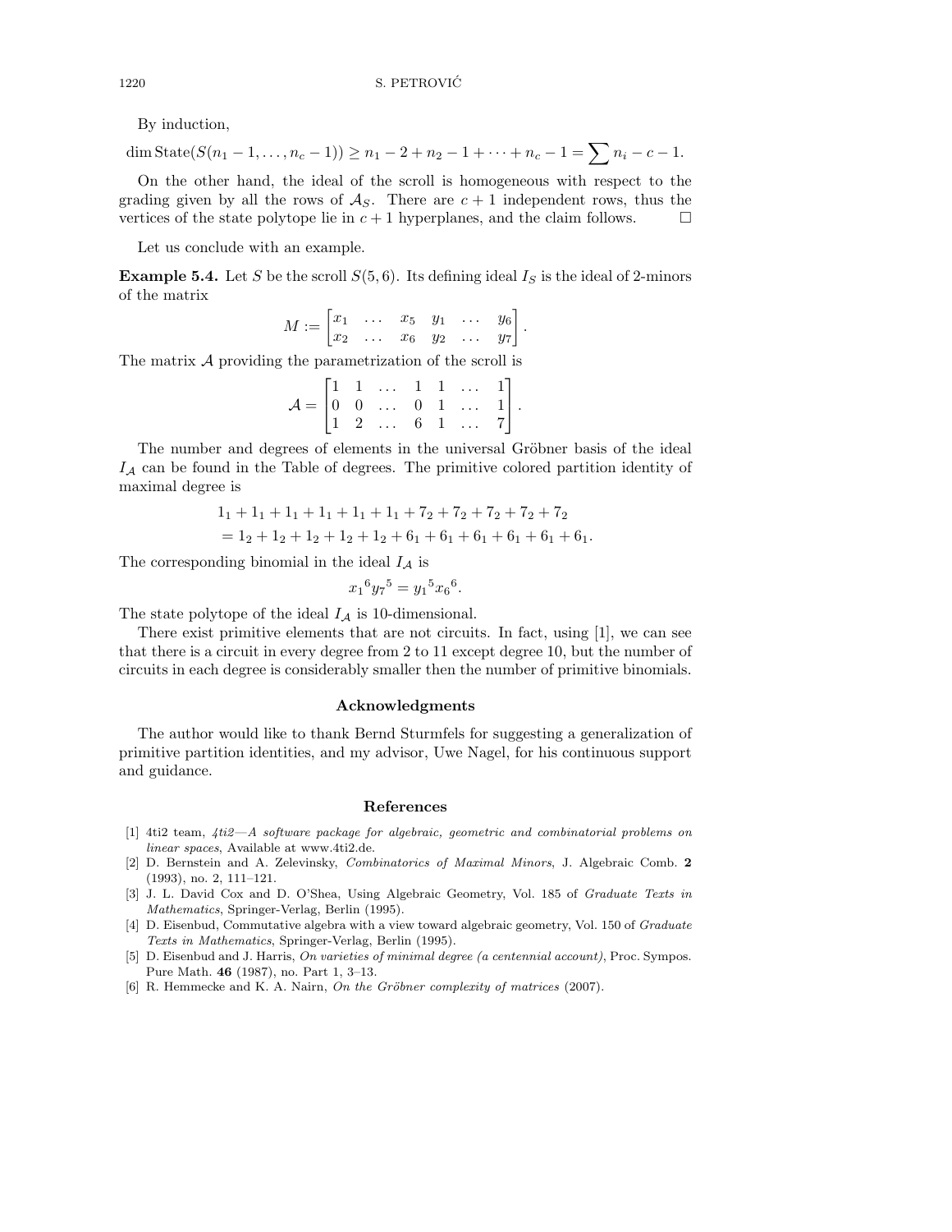By induction,

$$\dim \operatorname{State}(S(n_1-1,\ldots,n_c-1)) \geq n_1 - 2 + n_2 - 1 + \cdots + n_c - 1 = \sum n_i - c - 1.$$

On the other hand, the ideal of the scroll is homogeneous with respect to the grading given by all the rows of $\mathcal{A}_S$. There are $c+1$ independent rows, thus the vertices of the state polytope lie in $c+1$ hyperplanes, and the claim follows. □

Let us conclude with an example.

**Example 5.4.** Let $S$ be the scroll $S(5,6)$. Its defining ideal $I_S$ is the ideal of 2-minors of the matrix

$$M := \begin{bmatrix} x_1 & \ldots & x_5 & y_1 & \ldots & y_6 \\ x_2 & \ldots & x_6 & y_2 & \ldots & y_7 \end{bmatrix}.$$

The matrix $\mathcal{A}$ providing the parametrization of the scroll is

$$\mathcal{A} = \begin{bmatrix} 1 & 1 & \ldots & 1 & 1 & \ldots & 1 \\ 0 & 0 & \ldots & 0 & 1 & \ldots & 1 \\ 1 & 2 & \ldots & 6 & 1 & \ldots & 7 \end{bmatrix}.$$

The number and degrees of elements in the universal Gröbner basis of the ideal $I_{\mathcal{A}}$ can be found in the Table of degrees. The primitive colored partition identity of maximal degree is

$$\begin{aligned} &1_1 + 1_1 + 1_1 + 1_1 + 1_1 + 1_1 + 7_2 + 7_2 + 7_2 + 7_2 + 7_2 \\ &= 1_2 + 1_2 + 1_2 + 1_2 + 1_2 + 6_1 + 6_1 + 6_1 + 6_1 + 6_1 + 6_1. \end{aligned}$$

The corresponding binomial in the ideal $I_{\mathcal{A}}$ is

$${x_1}^6 {y_7}^5 = {y_1}^5 {x_6}^6.$$

The state polytope of the ideal $I_{\mathcal{A}}$ is 10-dimensional.

There exist primitive elements that are not circuits. In fact, using [1], we can see that there is a circuit in every degree from 2 to 11 except degree 10, but the number of circuits in each degree is considerably smaller then the number of primitive binomials.

## Acknowledgments

The author would like to thank Bernd Sturmfels for suggesting a generalization of primitive partition identities, and my advisor, Uwe Nagel, for his continuous support and guidance.

## References

[1] 4ti2 team, *4ti2—A software package for algebraic, geometric and combinatorial problems on linear spaces*, Available at www.4ti2.de.

[2] D. Bernstein and A. Zelevinsky, *Combinatorics of Maximal Minors*, J. Algebraic Comb. **2** (1993), no. 2, 111–121.

[3] J. L. David Cox and D. O'Shea, Using Algebraic Geometry, Vol. 185 of *Graduate Texts in Mathematics*, Springer-Verlag, Berlin (1995).

[4] D. Eisenbud, Commutative algebra with a view toward algebraic geometry, Vol. 150 of *Graduate Texts in Mathematics*, Springer-Verlag, Berlin (1995).

[5] D. Eisenbud and J. Harris, *On varieties of minimal degree (a centennial account)*, Proc. Sympos. Pure Math. **46** (1987), no. Part 1, 3–13.

[6] R. Hemmecke and K. A. Nairn, *On the Gröbner complexity of matrices* (2007).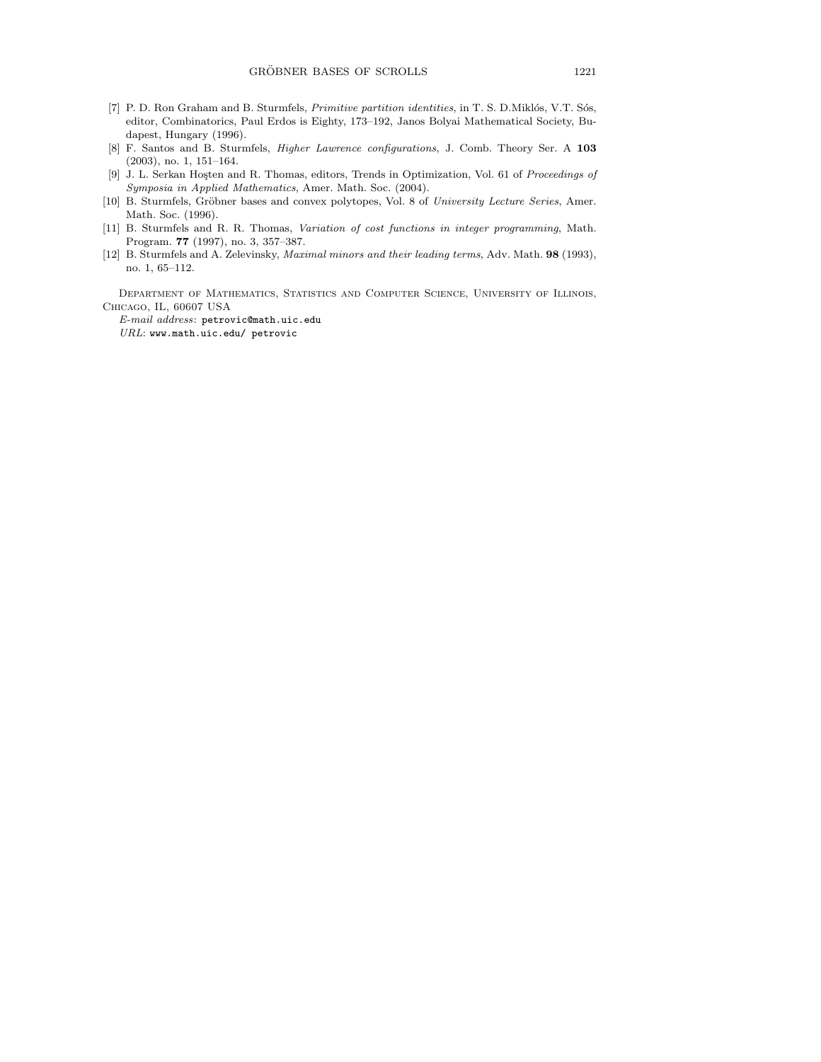[7] P. D. Ron Graham and B. Sturmfels, *Primitive partition identities*, in T. S. D.Miklós, V.T. Sós, editor, Combinatorics, Paul Erdos is Eighty, 173–192, Janos Bolyai Mathematical Society, Budapest, Hungary (1996).

[8] F. Santos and B. Sturmfels, *Higher Lawrence configurations*, J. Comb. Theory Ser. A **103** (2003), no. 1, 151–164.

[9] J. L. Serkan Hoşten and R. Thomas, editors, Trends in Optimization, Vol. 61 of *Proceedings of Symposia in Applied Mathematics*, Amer. Math. Soc. (2004).

[10] B. Sturmfels, Gröbner bases and convex polytopes, Vol. 8 of *University Lecture Series*, Amer. Math. Soc. (1996).

[11] B. Sturmfels and R. R. Thomas, *Variation of cost functions in integer programming*, Math. Program. **77** (1997), no. 3, 357–387.

[12] B. Sturmfels and A. Zelevinsky, *Maximal minors and their leading terms*, Adv. Math. **98** (1993), no. 1, 65–112.

Department of Mathematics, Statistics and Computer Science, University of Illinois, Chicago, IL, 60607 USA

*E-mail address*: petrovic@math.uic.edu

*URL*: www.math.uic.edu/ petrovic